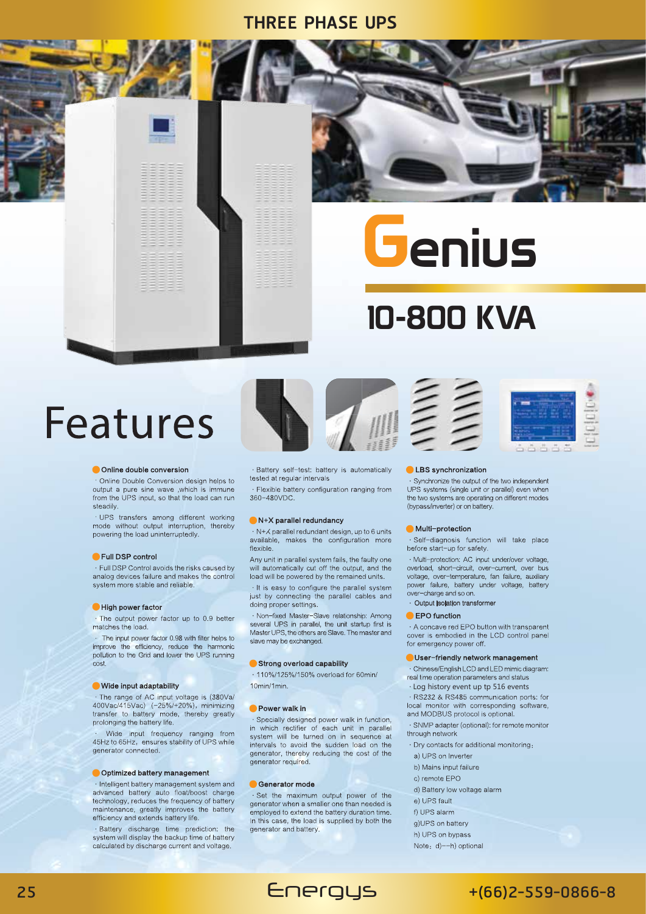# THREE PHASE UPS

# Genius

## 10-800 KVA

# Features

### Online double conversion

· Online Double Conversion design helps to output a pure sine wave ,which is immune from the UPS input, so that the load can run steadily.

· UPS transfers among different working mode without output interruption, thereby powering the load uninterruptedly.

### Full DSP control

· Full DSP Control avoids the risks caused by analog devices failure and makes the control system more stable and reliable.

### High power factor

· The output power factor up to 0.9 better matches the load.

· The input power factor 0.98 with filter helps to improve the efficiency, reduce the harmonic pollution to the Grid and lower the UPS running cost.

### Wide input adaptability

· The range of AC input voltage is (380Va/400Vac/415Vac) (-25%/+20%), minimizing transfer to battery mode, thereby greatly prolonging the battery life.

· Wide input frequency ranging from 45Hz to 65Hz, ensures stability of UPS while generator connected.

### Optimized battery management

· Intelligent battery management system and advanced battery auto float/boost charge technology, reduces the frequency of battery maintenance, greatly improves the battery efficiency and extends battery life.

· Battery discharge time prediction: the system will display the backup time of battery calculated by discharge current and voltage.

· Battery self-test: battery is automatically tested at regular intervals

· Flexible battery configuration ranging from 360-480VDC.

### N+X parallel redundancy

· N+X parallel redundant design, up to 6 units available, makes the configuration more flexible.

Any unit in parallel system fails, the faulty one will automatically cut off the output, and the load will be powered by the remained units.

· It is easy to configure the parallel system just by connecting the parallel cables and doing proper settings.

· Non-fixed Master-Slave relationship: Among several UPS in parallel, the unit startup first is Master UPS, the others are Slave. The master and slave may be exchanged.

### Strong overload capability

· 110%/125%/150% overload for 60min/10min/1min.

### Power walk in

· Specially designed power walk in function, in which rectifier of each unit in parallel system will be turned on in sequence at intervals to avoid the sudden load on the generator, thereby reducing the cost of the generator required.

### Generator mode

· Set the maximum output power of the generator when a smaller one than needed is employed to extend the battery duration time. In this case, the load is supplied by both the generator and battery.

### LBS synchronization

· Synchronize the output of the two independent UPS systems (single unit or parallel) even when the two systems are operating on different modes (bypass/inverter) or on battery.

### Multi-protection

· Self-diagnosis function will take place before start-up for safety.

· Multi-protection: AC input under/over voltage, overload, short-circuit, over-current, over bus voltage, over-temperature, fan failure, auxiliary power failure, battery under voltage, battery over-charge and so on.

· Output Isolation transformer

### EPO function

· A concave red EPO button with transparent cover is embodied in the LCD control panel for emergency power off.

### User-friendly network management

· Chinese/English LCD and LED mimic diagram: real time operation parameters and status

· Log history event up tp 516 events

· RS232 & RS485 communication ports: for local monitor with corresponding software, and MODBUS protocol is optional.

· SNMP adapter (optional): for remote monitor through network

· Dry contacts for additional monitoring:

a) UPS on Inverter

b) Mains input failure

c) remote EPO

d) Battery low voltage alarm

e) UPS fault

f) UPS alarm

g)UPS on battery

h) UPS on bypass

Note: d)--h) optional

Energys

+(66)2-559-0866-8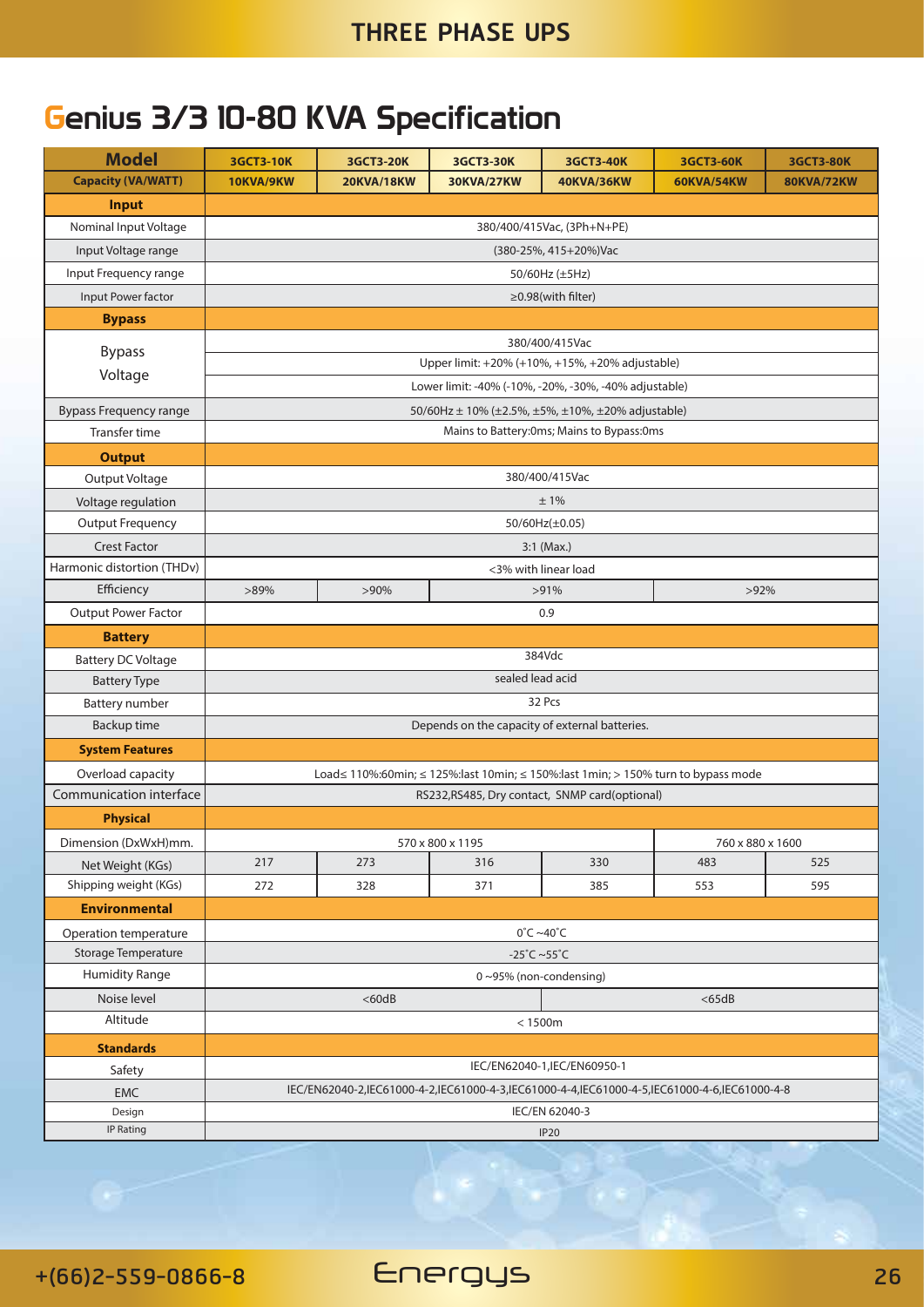# Genius 3/3 10-80 KVA Specification

| Model | 3GCT3-10K | 3GCT3-20K | 3GCT3-30K | 3GCT3-40K | 3GCT3-60K | 3GCT3-80K |
|---|---|---|---|---|---|---|
| **Capacity (VA/WATT)** | **10KVA/9KW** | **20KVA/18KW** | **30KVA/27KW** | **40KVA/36KW** | **60KVA/54KW** | **80KVA/72KW** |
| **Input** | | | | | | |
| Nominal Input Voltage | 380/400/415Vac, (3Ph+N+PE) | | | | | |
| Input Voltage range | (380-25%, 415+20%)Vac | | | | | |
| Input Frequency range | 50/60Hz (±5Hz) | | | | | |
| Input Power factor | ≥0.98(with filter) | | | | | |
| **Bypass** | | | | | | |
| Bypass Voltage | 380/400/415Vac<br>Upper limit: +20% (+10%, +15%, +20% adjustable)<br>Lower limit: -40% (-10%, -20%, -30%, -40% adjustable) | | | | | |
| Bypass Frequency range | 50/60Hz ± 10% (±2.5%, ±5%, ±10%, ±20% adjustable) | | | | | |
| Transfer time | Mains to Battery:0ms; Mains to Bypass:0ms | | | | | |
| **Output** | | | | | | |
| Output Voltage | 380/400/415Vac | | | | | |
| Voltage regulation | ± 1% | | | | | |
| Output Frequency | 50/60Hz(±0.05) | | | | | |
| Crest Factor | 3:1 (Max.) | | | | | |
| Harmonic distortion (THDv) | <3% with linear load | | | | | |
| Efficiency | >89% | >90% | >91% | | >92% | |
| Output Power Factor | 0.9 | | | | | |
| **Battery** | | | | | | |
| Battery DC Voltage | 384Vdc | | | | | |
| Battery Type | sealed lead acid | | | | | |
| Battery number | 32 Pcs | | | | | |
| Backup time | Depends on the capacity of external batteries. | | | | | |
| **System Features** | | | | | | |
| Overload capacity | Load≤ 110%:60min; ≤ 125%:last 10min; ≤ 150%:last 1min; > 150% turn to bypass mode | | | | | |
| Communication interface | RS232,RS485, Dry contact, SNMP card(optional) | | | | | |
| **Physical** | | | | | | |
| Dimension (DxWxH)mm. | 570 x 800 x 1195 | | | | 760 x 880 x 1600 | |
| Net Weight (KGs) | 217 | 273 | 316 | 330 | 483 | 525 |
| Shipping weight (KGs) | 272 | 328 | 371 | 385 | 553 | 595 |
| **Environmental** | | | | | | |
| Operation temperature | 0˚C ~40˚C | | | | | |
| Storage Temperature | -25˚C ~55˚C | | | | | |
| Humidity Range | 0 ~95% (non-condensing) | | | | | |
| Noise level | <60dB | | | <65dB | | |
| Altitude | < 1500m | | | | | |
| **Standards** | | | | | | |
| Safety | IEC/EN62040-1,IEC/EN60950-1 | | | | | |
| EMC | IEC/EN62040-2,IEC61000-4-2,IEC61000-4-3,IEC61000-4-4,IEC61000-4-5,IEC61000-4-6,IEC61000-4-8 | | | | | |
| Design | IEC/EN 62040-3 | | | | | |
| IP Rating | IP20 | | | | | |

+(66)2-559-0866-8

Energys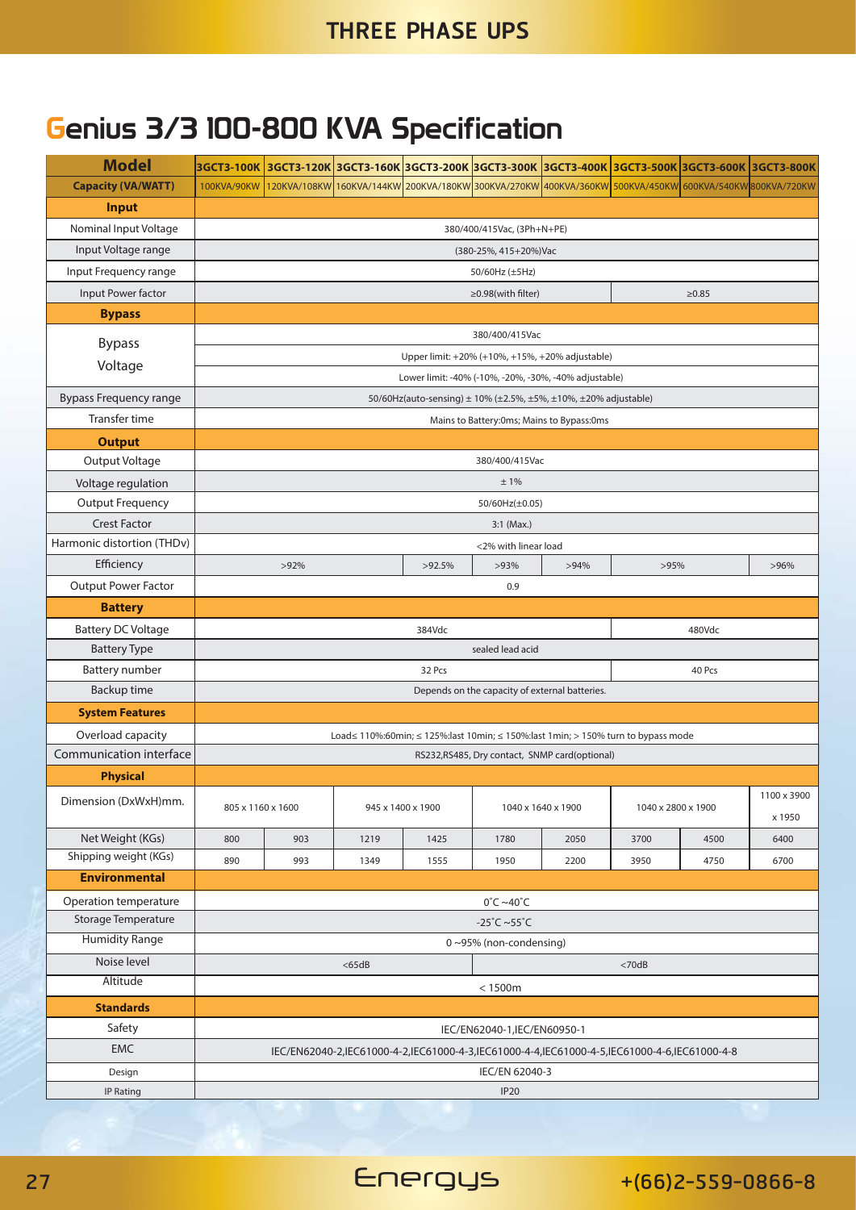# Genius 3/3 100-800 KVA Specification

| Model | 3GCT3-100K | 3GCT3-120K | 3GCT3-160K | 3GCT3-200K | 3GCT3-300K | 3GCT3-400K | 3GCT3-500K | 3GCT3-600K | 3GCT3-800K |
|---|---|---|---|---|---|---|---|---|---|
| **Capacity (VA/WATT)** | 100KVA/90KW | 120KVA/108KW | 160KVA/144KW | 200KVA/180KW | 300KVA/270KW | 400KVA/360KW | 500KVA/450KW | 600KVA/540KW | 800KVA/720KW |
| **Input** | | | | | | | | | |
| Nominal Input Voltage | 380/400/415Vac, (3Ph+N+PE) | | | | | | | | |
| Input Voltage range | (380-25%, 415+20%)Vac | | | | | | | | |
| Input Frequency range | 50/60Hz (±5Hz) | | | | | | | | |
| Input Power factor | ≥0.98(with filter) | | | | | | ≥0.85 | | |
| **Bypass** | | | | | | | | | |
| Bypass Voltage | 380/400/415Vac | | | | | | | | |
| | Upper limit: +20% (+10%, +15%, +20% adjustable) | | | | | | | | |
| | Lower limit: -40% (-10%, -20%, -30%, -40% adjustable) | | | | | | | | |
| Bypass Frequency range | 50/60Hz(auto-sensing) ± 10% (±2.5%, ±5%, ±10%, ±20% adjustable) | | | | | | | | |
| Transfer time | Mains to Battery:0ms; Mains to Bypass:0ms | | | | | | | | |
| **Output** | | | | | | | | | |
| Output Voltage | 380/400/415Vac | | | | | | | | |
| Voltage regulation | ± 1% | | | | | | | | |
| Output Frequency | 50/60Hz(±0.05) | | | | | | | | |
| Crest Factor | 3:1 (Max.) | | | | | | | | |
| Harmonic distortion (THDv) | <2% with linear load | | | | | | | | |
| Efficiency | >92% | | | >92.5% | >93% | >94% | >95% | | >96% |
| Output Power Factor | 0.9 | | | | | | | | |
| **Battery** | | | | | | | | | |
| Battery DC Voltage | 384Vdc | | | | | | 480Vdc | | |
| Battery Type | sealed lead acid | | | | | | | | |
| Battery number | 32 Pcs | | | | | | 40 Pcs | | |
| Backup time | Depends on the capacity of external batteries. | | | | | | | | |
| **System Features** | | | | | | | | | |
| Overload capacity | Load≤ 110%:60min; ≤ 125%:last 10min; ≤ 150%:last 1min; > 150% turn to bypass mode | | | | | | | | |
| Communication interface | RS232,RS485, Dry contact, SNMP card(optional) | | | | | | | | |
| **Physical** | | | | | | | | | |
| Dimension (DxWxH)mm. | 805 x 1160 x 1600 | | 945 x 1400 x 1900 | | 1040 x 1640 x 1900 | | 1040 x 2800 x 1900 | | 1100 x 3900 x 1950 |
| Net Weight (KGs) | 800 | 903 | 1219 | 1425 | 1780 | 2050 | 3700 | 4500 | 6400 |
| Shipping weight (KGs) | 890 | 993 | 1349 | 1555 | 1950 | 2200 | 3950 | 4750 | 6700 |
| **Environmental** | | | | | | | | | |
| Operation temperature | 0˚C ~40˚C | | | | | | | | |
| Storage Temperature | -25˚C ~55˚C | | | | | | | | |
| Humidity Range | 0 ~95% (non-condensing) | | | | | | | | |
| Noise level | <65dB | | | | <70dB | | | | |
| Altitude | < 1500m | | | | | | | | |
| **Standards** | | | | | | | | | |
| Safety | IEC/EN62040-1,IEC/EN60950-1 | | | | | | | | |
| EMC | IEC/EN62040-2,IEC61000-4-2,IEC61000-4-3,IEC61000-4-4,IEC61000-4-5,IEC61000-4-6,IEC61000-4-8 | | | | | | | | |
| Design | IEC/EN 62040-3 | | | | | | | | |
| IP Rating | IP20 | | | | | | | | |